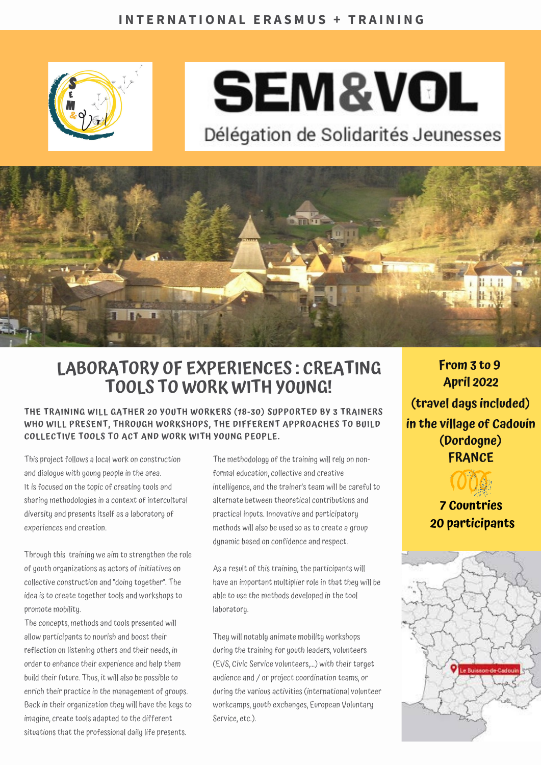INTERNATIONAL ERASMUS + TRAINING

# SEM&VOL

Délégation de Solidarités Jeunesses

## LABORATORY OF EXPERIENCES : CREATING TOOLS TO WORK WITH YOUNG!

**THE TRAINING WILL GATHER 20 YOUTH WORKERS (18-30) SUPPORTED BY 3 TRAINERS WHO WILL PRESENT, THROUGH WORKSHOPS, THE DIFFERENT APPROACHES TO BUILD COLLECTIVE TOOLS TO ACT AND WORK WITH YOUNG PEOPLE.**

This project follows a local work on construction and dialogue with young people in the area.
It is focused on the topic of creating tools and sharing methodologies in a context of intercultural diversity and presents itself as a laboratory of experiences and creation.

Through this training we aim to strengthen the role of youth organizations as actors of initiatives on collective construction and "doing together". The idea is to create together tools and workshops to promote mobility.
The concepts, methods and tools presented will allow participants to nourish and boost their reflection on listening others and their needs, in order to enhance their experience and help them build their future. Thus, it will also be possible to enrich their practice in the management of groups. Back in their organization they will have the keys to imagine, create tools adapted to the different situations that the professional daily life presents.

The methodology of the training will rely on non-formal education, collective and creative intelligence, and the trainer's team will be careful to alternate between theoretical contributions and practical inputs. Innovative and participatory methods will also be used so as to create a group dynamic based on confidence and respect.

As a result of this training, the participants will have an important multiplier role in that they will be able to use the methods developed in the tool laboratory.

They will notably animate mobility workshops during the training for youth leaders, volunteers (EVS, Civic Service volunteers,...) with their target audience and / or project coordination teams, or during the various activities (international volunteer workcamps, youth exchanges, European Voluntary Service, etc.).

**From 3 to 9 April 2022**
**(travel days included)**
**in the village of Cadouin (Dordogne)**
**FRANCE**

**7 Countries**
**20 participants**

Le Buisson-de-Cadouin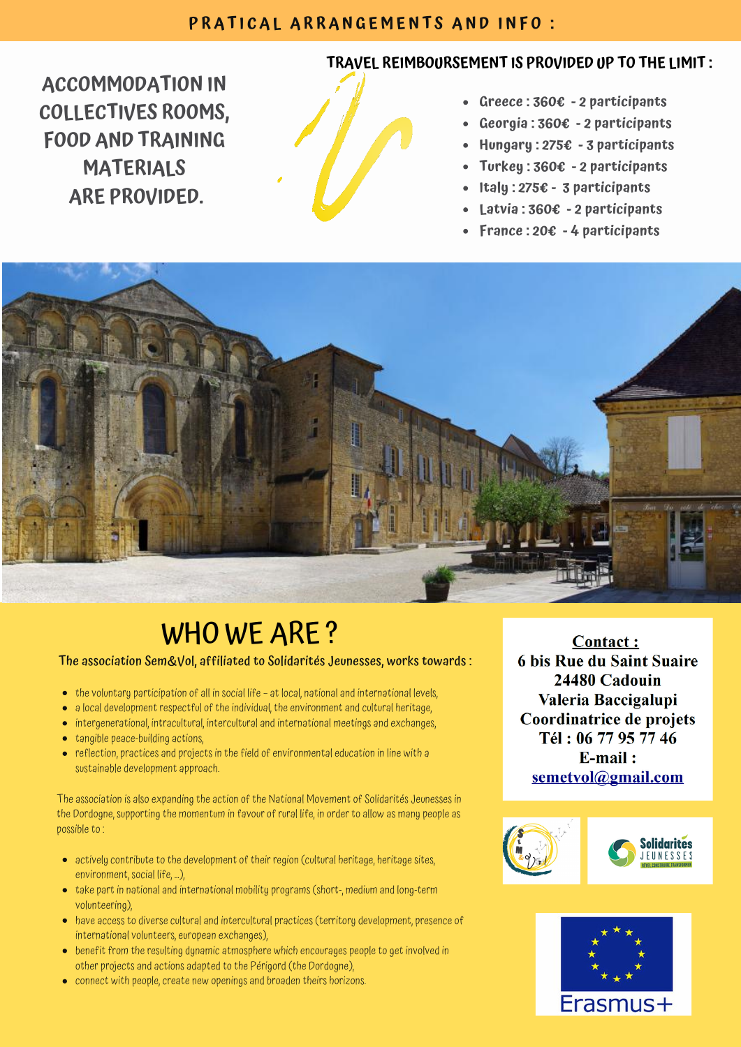# PRATICAL ARRANGEMENTS AND INFO :

ACCOMMODATION IN COLLECTIVES ROOMS, FOOD AND TRAINING MATERIALS ARE PROVIDED.

## TRAVEL REIMBOURSEMENT IS PROVIDED UP TO THE LIMIT :

- Greece : 360€ - 2 participants
- Georgia : 360€ - 2 participants
- Hungary : 275€ - 3 participants
- Turkey : 360€ - 2 participants
- Italy : 275€ - 3 participants
- Latvia : 360€ - 2 participants
- France : 20€ - 4 participants

# WHO WE ARE ?

The association Sem&Vol, affiliated to Solidarités Jeunesses, works towards :

- the voluntary participation of all in social life – at local, national and international levels,
- a local development respectful of the individual, the environment and cultural heritage,
- intergenerational, intracultural, intercultural and international meetings and exchanges,
- tangible peace-building actions,
- reflection, practices and projects in the field of environmental education in line with a sustainable development approach.

The association is also expanding the action of the National Movement of Solidarités Jeunesses in the Dordogne, supporting the momentum in favour of rural life, in order to allow as many people as possible to :

- actively contribute to the development of their region (cultural heritage, heritage sites, environment, social life, ...),
- take part in national and international mobility programs (short-, medium and long-term volunteering),
- have access to diverse cultural and intercultural practices (territory development, presence of international volunteers, european exchanges),
- benefit from the resulting dynamic atmosphere which encourages people to get involved in other projects and actions adapted to the Périgord (the Dordogne),
- connect with people, create new openings and broaden theirs horizons.

**Contact :**
**6 bis Rue du Saint Suaire**
**24480 Cadouin**
**Valeria Baccigalupi**
**Coordinatrice de projets**
**Tél : 06 77 95 77 46**
**E-mail :**
**semetvol@gmail.com**

Solidarités JEUNESSES

Erasmus+